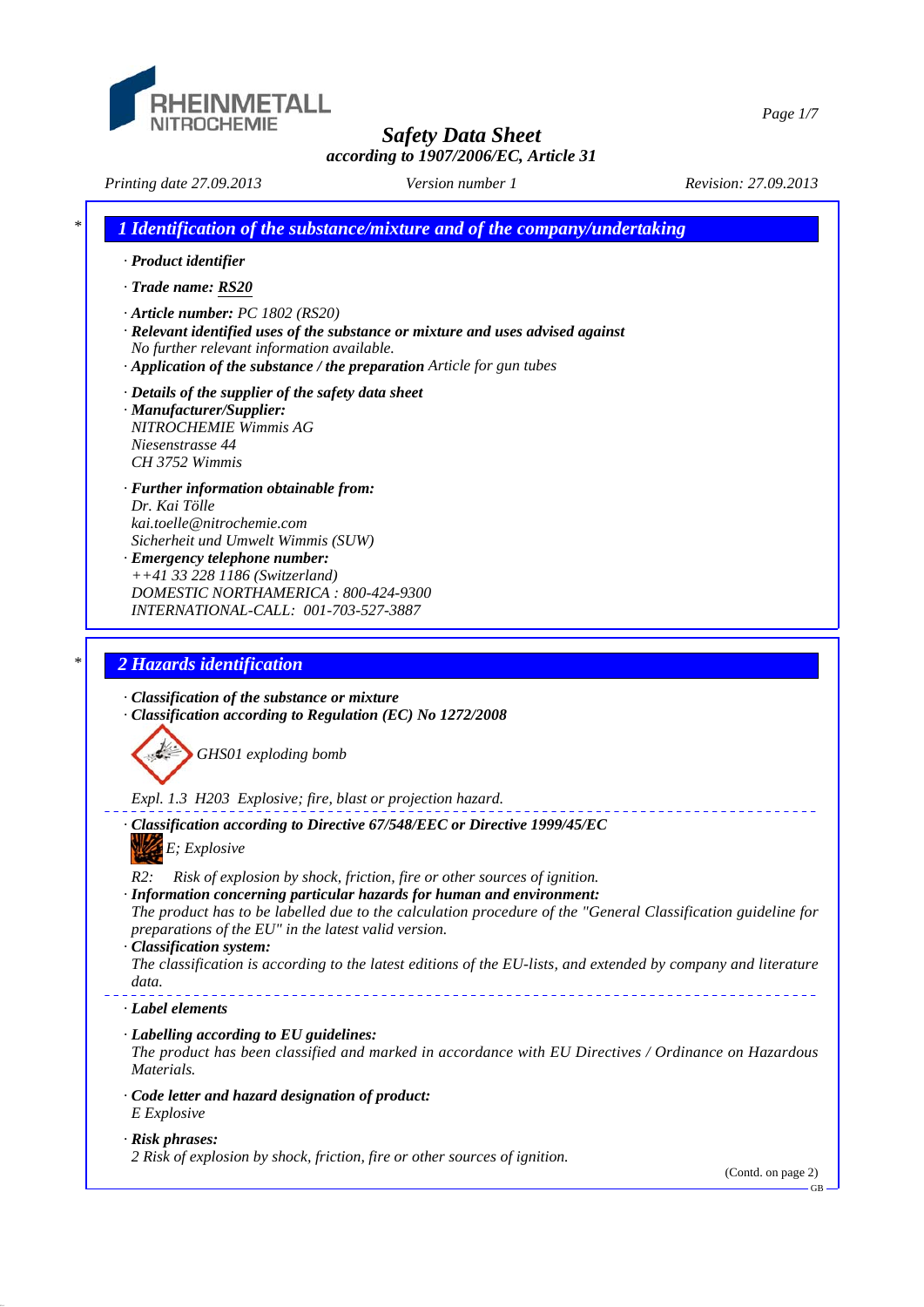RHEINMETALL NITROCHEMIE

# Safety Data Sheet
*according to 1907/2006/EC, Article 31*

*Printing date 27.09.2013* *Version number 1* *Revision: 27.09.2013*

## 1 Identification of the substance/mixture and of the company/undertaking

· ***Product identifier***

· ***Trade name: RS20***

· ***Article number:*** *PC 1802 (RS20)*
· ***Relevant identified uses of the substance or mixture and uses advised against***
*No further relevant information available.*
· ***Application of the substance / the preparation*** *Article for gun tubes*

· ***Details of the supplier of the safety data sheet***
· ***Manufacturer/Supplier:***
*NITROCHEMIE Wimmis AG*
*Niesenstrasse 44*
*CH 3752 Wimmis*

· ***Further information obtainable from:***
*Dr. Kai Tölle*
*kai.toelle@nitrochemie.com*
*Sicherheit und Umwelt Wimmis (SUW)*
· ***Emergency telephone number:***
*++41 33 228 1186 (Switzerland)*
*DOMESTIC NORTHAMERICA : 800-424-9300*
*INTERNATIONAL-CALL: 001-703-527-3887*

## 2 Hazards identification

· ***Classification of the substance or mixture***
· ***Classification according to Regulation (EC) No 1272/2008***

*GHS01 exploding bomb*

*Expl. 1.3 H203 Explosive; fire, blast or projection hazard.*

· ***Classification according to Directive 67/548/EEC or Directive 1999/45/EC***

*E; Explosive*

*R2: Risk of explosion by shock, friction, fire or other sources of ignition.*
· ***Information concerning particular hazards for human and environment:***
*The product has to be labelled due to the calculation procedure of the "General Classification guideline for preparations of the EU" in the latest valid version.*
· ***Classification system:***
*The classification is according to the latest editions of the EU-lists, and extended by company and literature data.*

· ***Label elements***

· ***Labelling according to EU guidelines:***
*The product has been classified and marked in accordance with EU Directives / Ordinance on Hazardous Materials.*

· ***Code letter and hazard designation of product:***
*E Explosive*

· ***Risk phrases:***
*2 Risk of explosion by shock, friction, fire or other sources of ignition.*

(Contd. on page 2)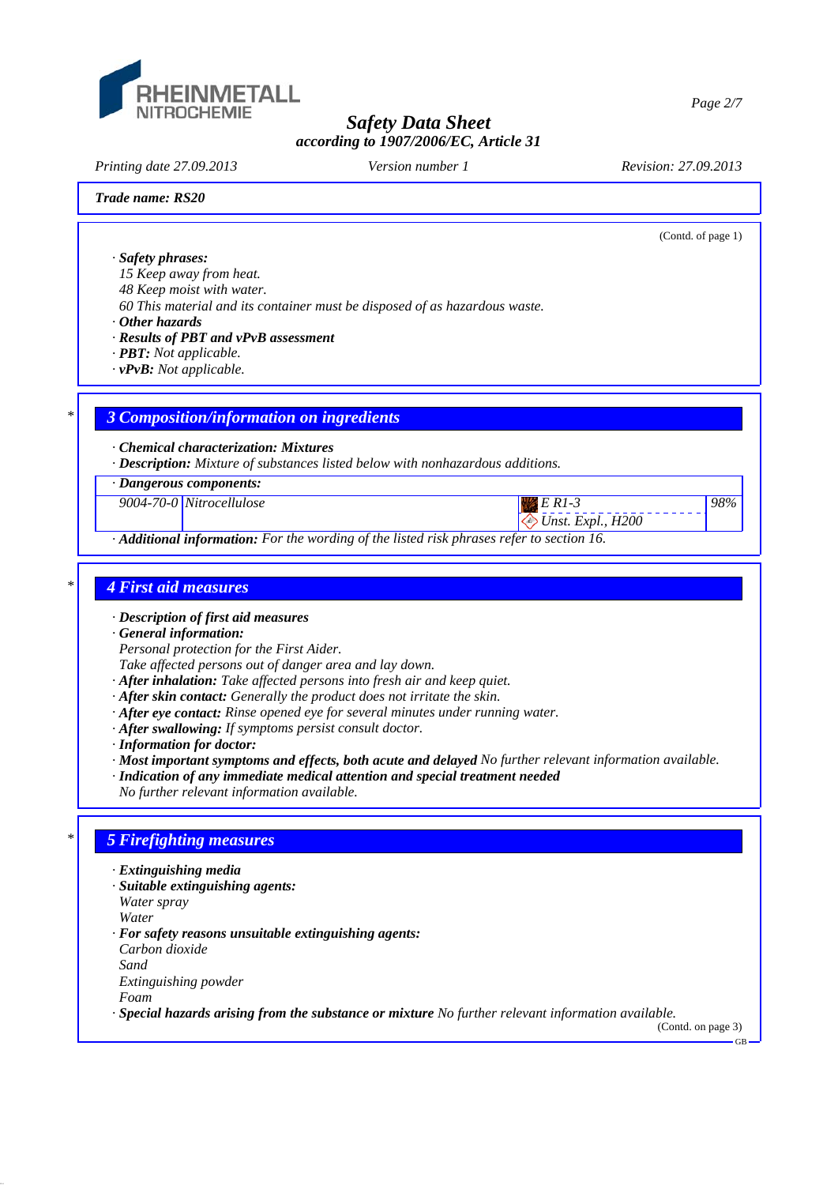*(Contd. of page 1)*

· **Safety phrases:**
15 Keep away from heat.
48 Keep moist with water.
60 This material and its container must be disposed of as hazardous waste.
· **Other hazards**
· **Results of PBT and vPvB assessment**
· **PBT:** Not applicable.
· **vPvB:** Not applicable.

## 3 Composition/information on ingredients

· **Chemical characterization: Mixtures**
· **Description:** Mixture of substances listed below with nonhazardous additions.

| · **Dangerous components:** | | | |
|---|---|---|---|
| 9004-70-0 | Nitrocellulose | E R1-3<br>Unst. Expl., H200 | 98% |

· **Additional information:** For the wording of the listed risk phrases refer to section 16.

## 4 First aid measures

· **Description of first aid measures**
· **General information:**
Personal protection for the First Aider.
Take affected persons out of danger area and lay down.
· **After inhalation:** Take affected persons into fresh air and keep quiet.
· **After skin contact:** Generally the product does not irritate the skin.
· **After eye contact:** Rinse opened eye for several minutes under running water.
· **After swallowing:** If symptoms persist consult doctor.
· **Information for doctor:**
· **Most important symptoms and effects, both acute and delayed** No further relevant information available.
· **Indication of any immediate medical attention and special treatment needed**
No further relevant information available.

## 5 Firefighting measures

· **Extinguishing media**
· **Suitable extinguishing agents:**
Water spray
Water
· **For safety reasons unsuitable extinguishing agents:**
Carbon dioxide
Sand
Extinguishing powder
Foam
· **Special hazards arising from the substance or mixture** No further relevant information available.

*(Contd. on page 3)*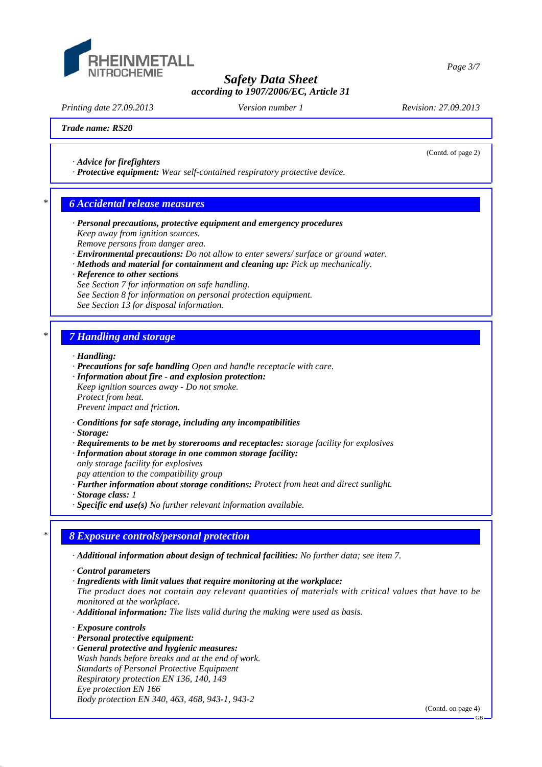(Contd. of page 2)

· *Advice for firefighters*
· ***Protective equipment:*** *Wear self-contained respiratory protective device.*

## 6 Accidental release measures

· ***Personal precautions, protective equipment and emergency procedures***
*Keep away from ignition sources.*
*Remove persons from danger area.*
· ***Environmental precautions:*** *Do not allow to enter sewers/ surface or ground water.*
· ***Methods and material for containment and cleaning up:*** *Pick up mechanically.*
· ***Reference to other sections***
*See Section 7 for information on safe handling.*
*See Section 8 for information on personal protection equipment.*
*See Section 13 for disposal information.*

## 7 Handling and storage

· ***Handling:***
· ***Precautions for safe handling*** *Open and handle receptacle with care.*
· ***Information about fire - and explosion protection:***
*Keep ignition sources away - Do not smoke.*
*Protect from heat.*
*Prevent impact and friction.*

· ***Conditions for safe storage, including any incompatibilities***
· ***Storage:***
· ***Requirements to be met by storerooms and receptacles:*** *storage facility for explosives*
· ***Information about storage in one common storage facility:***
*only storage facility for explosives*
*pay attention to the compatibility group*
· ***Further information about storage conditions:*** *Protect from heat and direct sunlight.*
· ***Storage class:*** *1*
· ***Specific end use(s)*** *No further relevant information available.*

## 8 Exposure controls/personal protection

· ***Additional information about design of technical facilities:*** *No further data; see item 7.*

· ***Control parameters***
· ***Ingredients with limit values that require monitoring at the workplace:***
*The product does not contain any relevant quantities of materials with critical values that have to be monitored at the workplace.*
· ***Additional information:*** *The lists valid during the making were used as basis.*

· ***Exposure controls***
· ***Personal protective equipment:***
· ***General protective and hygienic measures:***
*Wash hands before breaks and at the end of work.*
*Standarts of Personal Protective Equipment*
*Respiratory protection EN 136, 140, 149*
*Eye protection EN 166*
*Body protection EN 340, 463, 468, 943-1, 943-2*

(Contd. on page 4)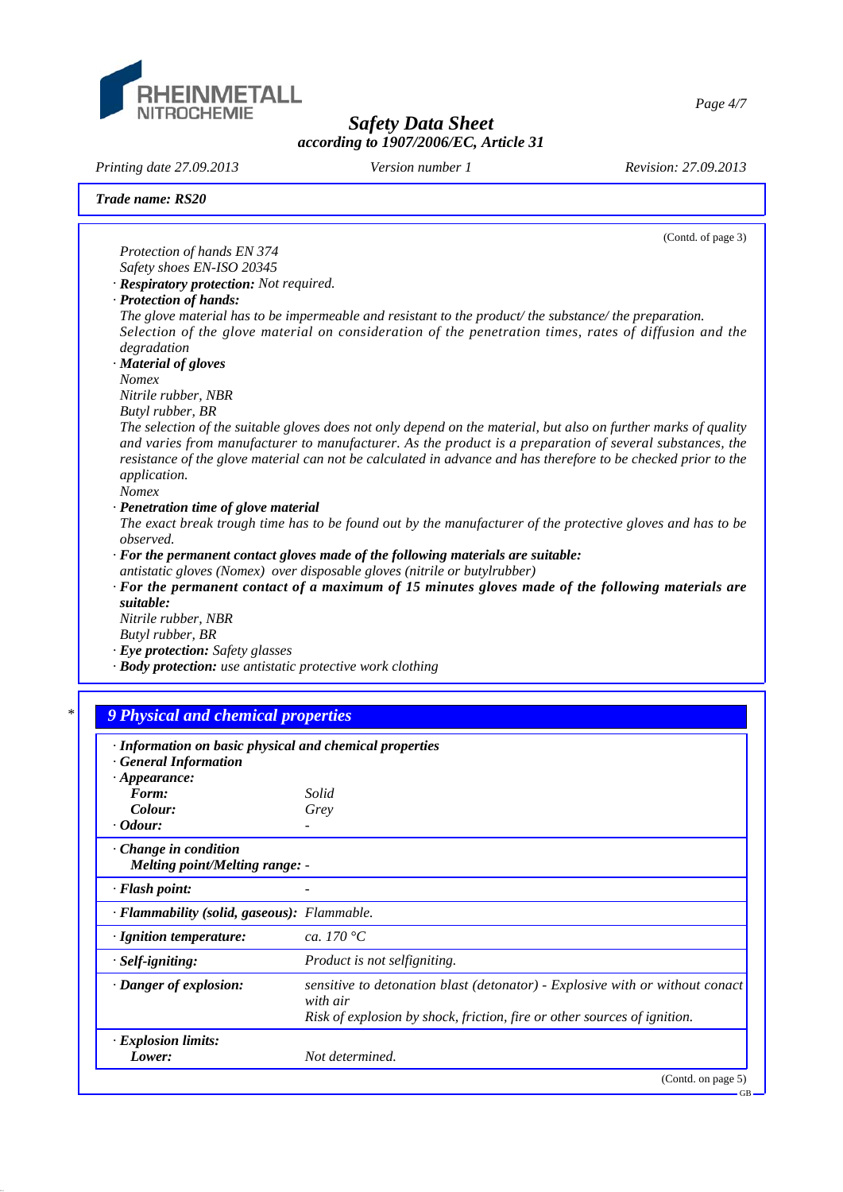**Trade name: RS20**

(Contd. of page 3)

*Protection of hands EN 374*
*Safety shoes EN-ISO 20345*

· ***Respiratory protection:*** *Not required.*

· ***Protection of hands:***
*The glove material has to be impermeable and resistant to the product/ the substance/ the preparation.*
*Selection of the glove material on consideration of the penetration times, rates of diffusion and the degradation*

· ***Material of gloves***
*Nomex*
*Nitrile rubber, NBR*
*Butyl rubber, BR*
*The selection of the suitable gloves does not only depend on the material, but also on further marks of quality and varies from manufacturer to manufacturer. As the product is a preparation of several substances, the resistance of the glove material can not be calculated in advance and has therefore to be checked prior to the application.*
*Nomex*

· ***Penetration time of glove material***
*The exact break trough time has to be found out by the manufacturer of the protective gloves and has to be observed.*

· ***For the permanent contact gloves made of the following materials are suitable:***
*antistatic gloves (Nomex) over disposable gloves (nitrile or butylrubber)*

· ***For the permanent contact of a maximum of 15 minutes gloves made of the following materials are suitable:***
*Nitrile rubber, NBR*
*Butyl rubber, BR*

· ***Eye protection:*** *Safety glasses*

· ***Body protection:*** *use antistatic protective work clothing*

\* 

## 9 Physical and chemical properties

· ***Information on basic physical and chemical properties***
· ***General Information***

| | |
|---|---|
| · ***Appearance:*** | |
| ***Form:*** | *Solid* |
| ***Colour:*** | *Grey* |
| · ***Odour:*** | *-* |
| · ***Change in condition*** | |
| ***Melting point/Melting range:*** | *-* |
| · ***Flash point:*** | *-* |
| · ***Flammability (solid, gaseous):*** | *Flammable.* |
| · ***Ignition temperature:*** | *ca. 170 °C* |
| · ***Self-igniting:*** | *Product is not selfigniting.* |
| · ***Danger of explosion:*** | *sensitive to detonation blast (detonator) - Explosive with or without conact with air*<br>*Risk of explosion by shock, friction, fire or other sources of ignition.* |
| · ***Explosion limits:*** | |
| ***Lower:*** | *Not determined.* |

(Contd. on page 5)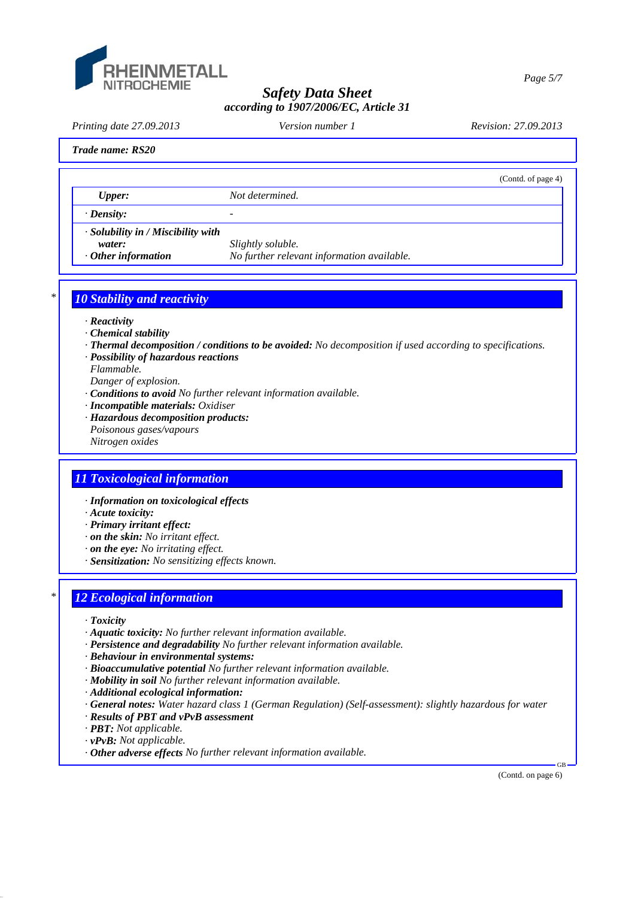Trade name: RS20

(Contd. of page 4)

| | |
|---|---|
| **Upper:** | Not determined. |
| · **Density:** | - |
| · **Solubility in / Miscibility with water:** | Slightly soluble. |
| · **Other information** | No further relevant information available. |

## 10 Stability and reactivity

· **Reactivity**
· **Chemical stability**
· **Thermal decomposition / conditions to be avoided:** No decomposition if used according to specifications.
· **Possibility of hazardous reactions**
Flammable.
Danger of explosion.
· **Conditions to avoid** No further relevant information available.
· **Incompatible materials:** Oxidiser
· **Hazardous decomposition products:**
Poisonous gases/vapours
Nitrogen oxides

## 11 Toxicological information

· **Information on toxicological effects**
· **Acute toxicity:**
· **Primary irritant effect:**
· **on the skin:** No irritant effect.
· **on the eye:** No irritating effect.
· **Sensitization:** No sensitizing effects known.

## 12 Ecological information

· **Toxicity**
· **Aquatic toxicity:** No further relevant information available.
· **Persistence and degradability** No further relevant information available.
· **Behaviour in environmental systems:**
· **Bioaccumulative potential** No further relevant information available.
· **Mobility in soil** No further relevant information available.
· **Additional ecological information:**
· **General notes:** Water hazard class 1 (German Regulation) (Self-assessment): slightly hazardous for water
· **Results of PBT and vPvB assessment**
· **PBT:** Not applicable.
· **vPvB:** Not applicable.
· **Other adverse effects** No further relevant information available.

(Contd. on page 6)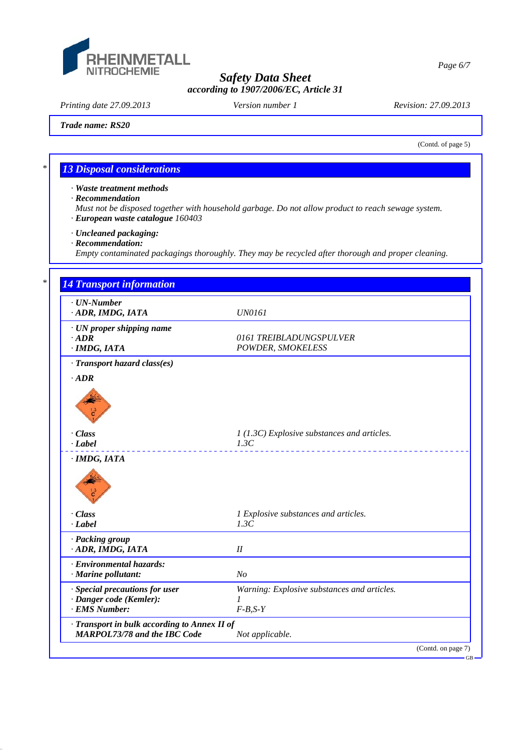Trade name: RS20

(Contd. of page 5)

## 13 Disposal considerations

· **Waste treatment methods**
· **Recommendation**
Must not be disposed together with household garbage. Do not allow product to reach sewage system.
· **European waste catalogue** 160403

· **Uncleaned packaging:**
· **Recommendation:**
Empty contaminated packagings thoroughly. They may be recycled after thorough and proper cleaning.

## 14 Transport information

| | |
|---|---|
| · **UN-Number** | |
| · **ADR, IMDG, IATA** | UN0161 |
| · **UN proper shipping name** | |
| · **ADR** | 0161 TREIBLADUNGSPULVER |
| · **IMDG, IATA** | POWDER, SMOKELESS |
| · **Transport hazard class(es)** | |
| · **ADR** | |
| · **Class** | 1 (1.3C) Explosive substances and articles. |
| · **Label** | 1.3C |
| · **IMDG, IATA** | |
| · **Class** | 1 Explosive substances and articles. |
| · **Label** | 1.3C |
| · **Packing group** | |
| · **ADR, IMDG, IATA** | II |
| · **Environmental hazards:** | |
| · **Marine pollutant:** | No |
| · **Special precautions for user** | Warning: Explosive substances and articles. |
| · **Danger code (Kemler):** | 1 |
| · **EMS Number:** | F-B,S-Y |
| · **Transport in bulk according to Annex II of MARPOL73/78 and the IBC Code** | Not applicable. |

(Contd. on page 7)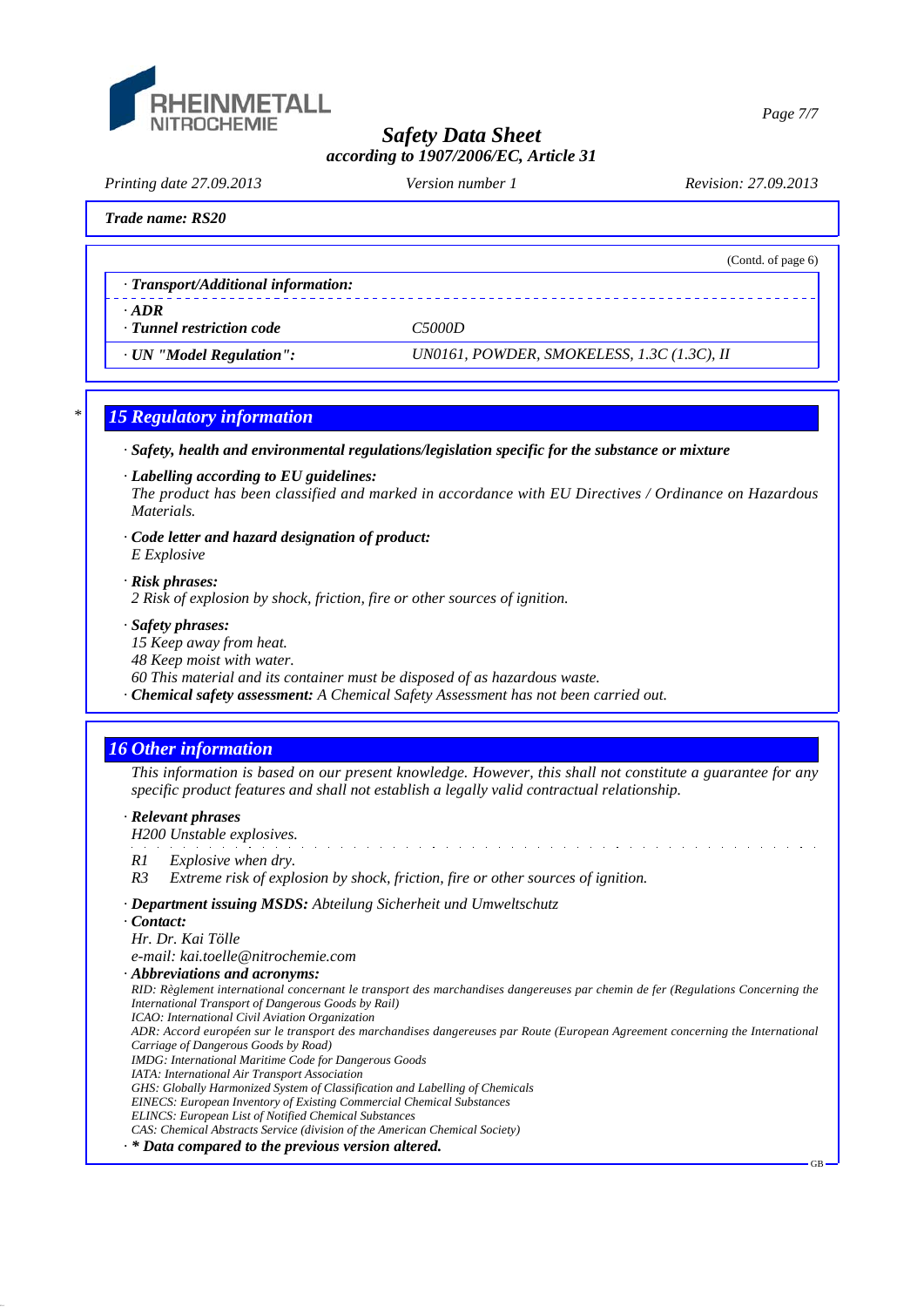**Trade name: RS20**

(Contd. of page 6)

| | |
|---|---|
| · ***Transport/Additional information:*** | |
| · ***ADR*** | |
| · ***Tunnel restriction code*** | *C5000D* |
| · ***UN "Model Regulation":*** | *UN0161, POWDER, SMOKELESS, 1.3C (1.3C), II* |

## * 15 Regulatory information

· ***Safety, health and environmental regulations/legislation specific for the substance or mixture***

· ***Labelling according to EU guidelines:***
*The product has been classified and marked in accordance with EU Directives / Ordinance on Hazardous Materials.*

· ***Code letter and hazard designation of product:***
*E Explosive*

· ***Risk phrases:***
*2 Risk of explosion by shock, friction, fire or other sources of ignition.*

· ***Safety phrases:***
*15 Keep away from heat.*
*48 Keep moist with water.*
*60 This material and its container must be disposed of as hazardous waste.*

· ***Chemical safety assessment:*** *A Chemical Safety Assessment has not been carried out.*

## 16 Other information

*This information is based on our present knowledge. However, this shall not constitute a guarantee for any specific product features and shall not establish a legally valid contractual relationship.*

· ***Relevant phrases***
*H200 Unstable explosives.*

*R1 Explosive when dry.*
*R3 Extreme risk of explosion by shock, friction, fire or other sources of ignition.*

· ***Department issuing MSDS:*** *Abteilung Sicherheit und Umweltschutz*

· ***Contact:***
*Hr. Dr. Kai Tölle*
*e-mail: kai.toelle@nitrochemie.com*

· ***Abbreviations and acronyms:***
*RID: Règlement international concernant le transport des marchandises dangereuses par chemin de fer (Regulations Concerning the International Transport of Dangerous Goods by Rail)*
*ICAO: International Civil Aviation Organization*
*ADR: Accord européen sur le transport des marchandises dangereuses par Route (European Agreement concerning the International Carriage of Dangerous Goods by Road)*
*IMDG: International Maritime Code for Dangerous Goods*
*IATA: International Air Transport Association*
*GHS: Globally Harmonized System of Classification and Labelling of Chemicals*
*EINECS: European Inventory of Existing Commercial Chemical Substances*
*ELINCS: European List of Notified Chemical Substances*
*CAS: Chemical Abstracts Service (division of the American Chemical Society)*

· ***\* Data compared to the previous version altered.***